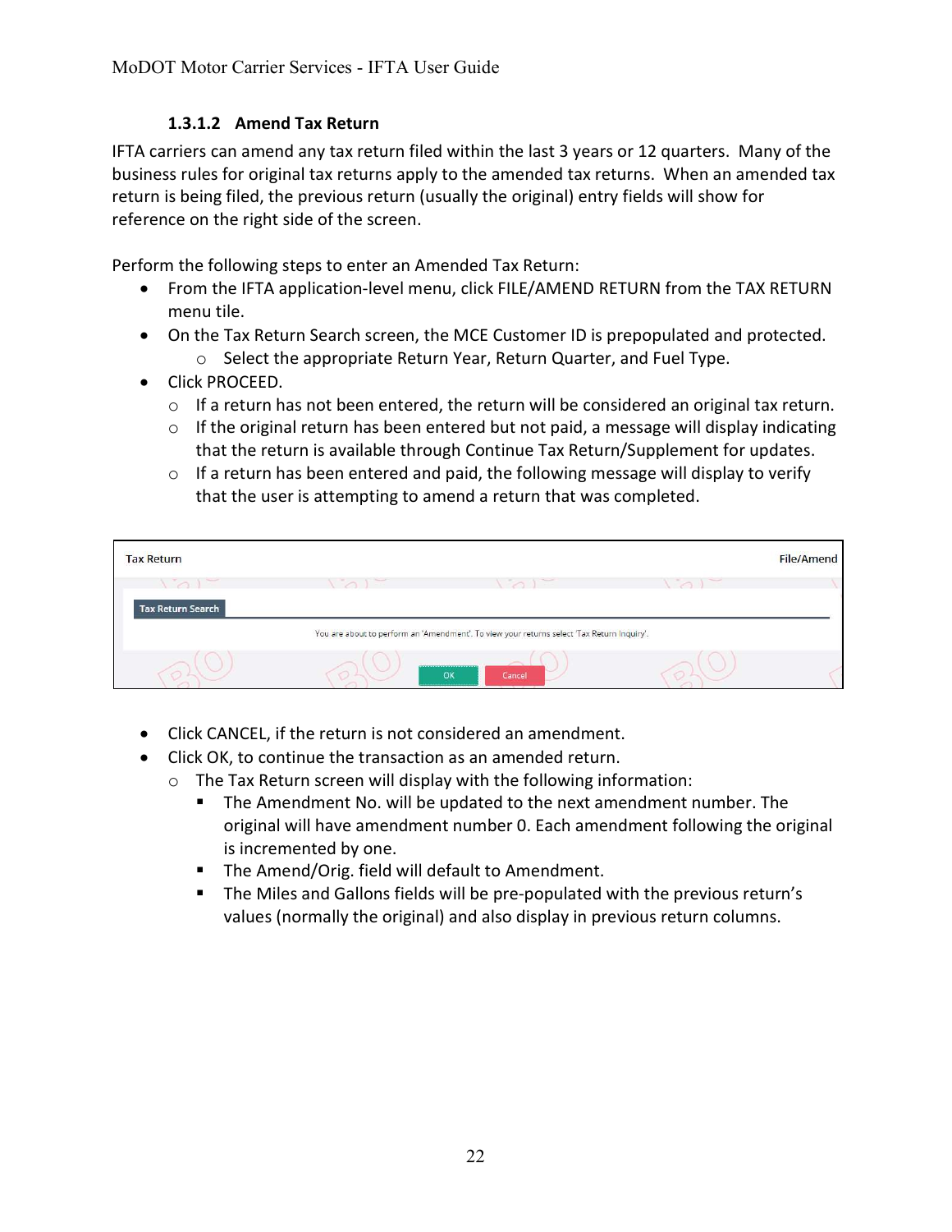#### 1.3.1.2 Amend Tax Return

IFTA carriers can amend any tax return filed within the last 3 years or 12 quarters. Many of the business rules for original tax returns apply to the amended tax returns. When an amended tax return is being filed, the previous return (usually the original) entry fields will show for reference on the right side of the screen.

Perform the following steps to enter an Amended Tax Return:

- From the IFTA application-level menu, click FILE/AMEND RETURN from the TAX RETURN menu tile.
- On the Tax Return Search screen, the MCE Customer ID is prepopulated and protected.
  - Select the appropriate Return Year, Return Quarter, and Fuel Type.
- Click PROCEED.
  - If a return has not been entered, the return will be considered an original tax return.
  - If the original return has been entered but not paid, a message will display indicating that the return is available through Continue Tax Return/Supplement for updates.
  - If a return has been entered and paid, the following message will display to verify that the user is attempting to amend a return that was completed.

Tax Return | File/Amend

Tax Return Search

You are about to perform an 'Amendment'. To view your returns select 'Tax Return Inquiry'.

OK | Cancel

- Click CANCEL, if the return is not considered an amendment.
- Click OK, to continue the transaction as an amended return.
  - The Tax Return screen will display with the following information:
    - The Amendment No. will be updated to the next amendment number. The original will have amendment number 0. Each amendment following the original is incremented by one.
    - The Amend/Orig. field will default to Amendment.
    - The Miles and Gallons fields will be pre-populated with the previous return's values (normally the original) and also display in previous return columns.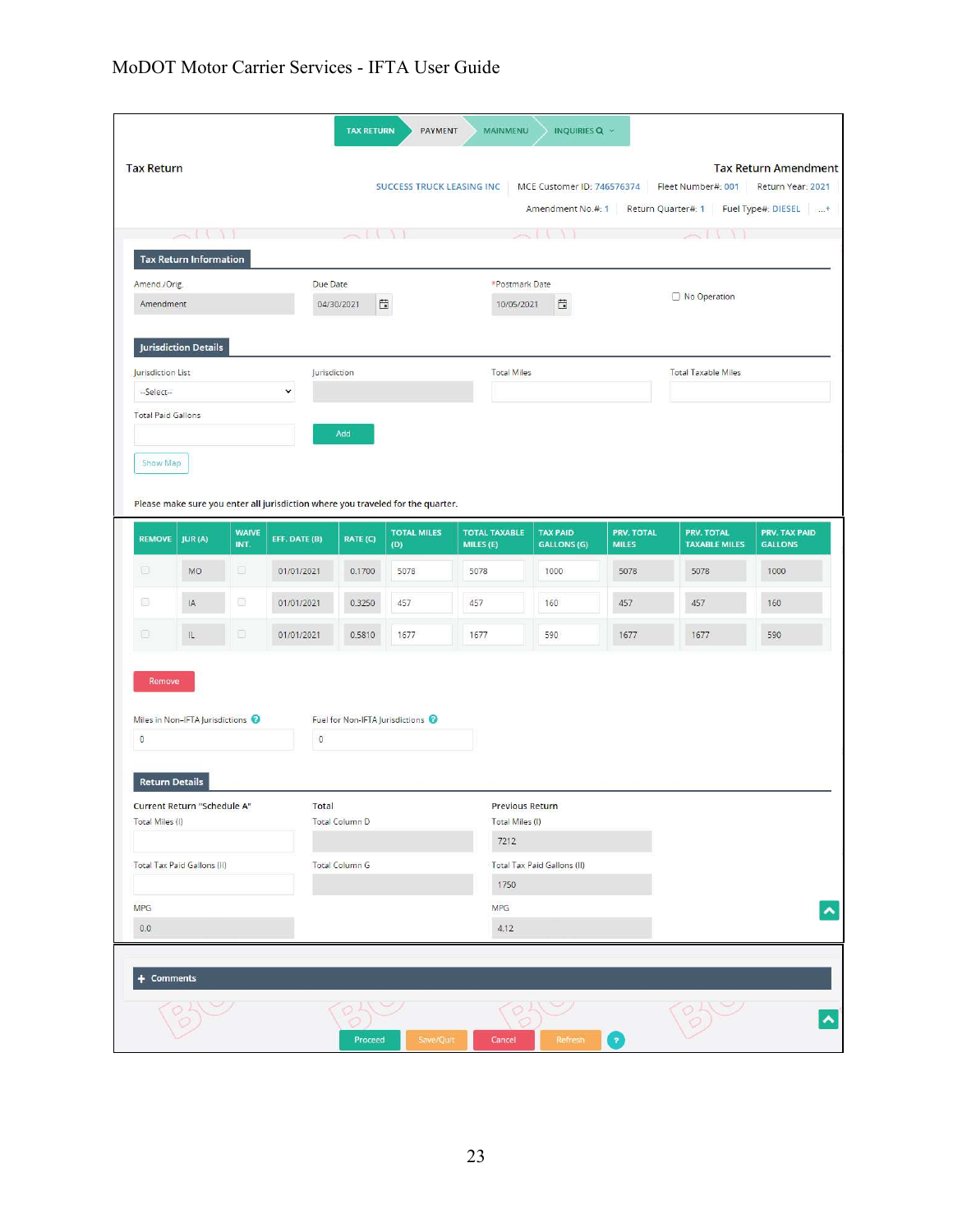TAX RETURN | PAYMENT | MAINMENU | INQUIRIES

**Tax Return** — **Tax Return Amendment**

SUCCESS TRUCK LEASING INC | MCE Customer ID: 746576374 | Fleet Number#: 001 | Return Year: 2021

Amendment No.#: 1 | Return Quarter#: 1 | Fuel Type#: DIESEL | ...+

### Tax Return Information

Amend./Orig.: Amendment

Due Date: 04/30/2021

*Postmark Date: 10/05/2021

☐ No Operation

### Jurisdiction Details

Jurisdiction List: --Select--

Jurisdiction

Total Miles

Total Taxable Miles

Total Paid Gallons

Add

Show Map

Please make sure you enter all jurisdiction where you traveled for the quarter.

| REMOVE | JUR (A) | WAIVE INT. | EFF. DATE (B) | RATE (C) | TOTAL MILES (D) | TOTAL TAXABLE MILES (E) | TAX PAID GALLONS (G) | PRV. TOTAL MILES | PRV. TOTAL TAXABLE MILES | PRV. TAX PAID GALLONS |
|---|---|---|---|---|---|---|---|---|---|---|
| ☐ | MO | ☐ | 01/01/2021 | 0.1700 | 5078 | 5078 | 1000 | 5078 | 5078 | 1000 |
| ☐ | IA | ☐ | 01/01/2021 | 0.3250 | 457 | 457 | 160 | 457 | 457 | 160 |
| ☐ | IL | ☐ | 01/01/2021 | 0.5810 | 1677 | 1677 | 590 | 1677 | 1677 | 590 |

Remove

Miles in Non-IFTA Jurisdictions: 0

Fuel for Non-IFTA Jurisdictions: 0

### Return Details

**Current Return "Schedule A"**

Total Miles (I):

Total Tax Paid Gallons (II):

MPG: 0.0

**Total**

Total Column D:

Total Column G:

**Previous Return**

Total Miles (I): 7212

Total Tax Paid Gallons (II): 1750

MPG: 4.12

**+ Comments**

Proceed | Save/Quit | Cancel | Refresh | ?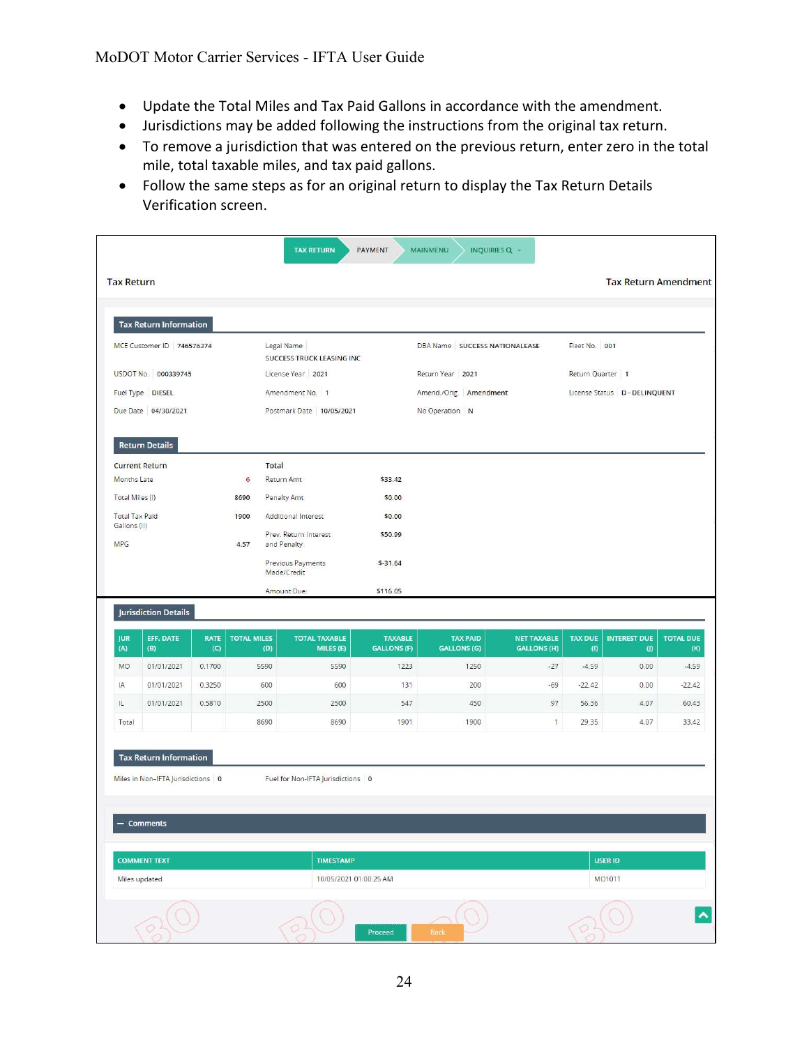- Update the Total Miles and Tax Paid Gallons in accordance with the amendment.
- Jurisdictions may be added following the instructions from the original tax return.
- To remove a jurisdiction that was entered on the previous return, enter zero in the total mile, total taxable miles, and tax paid gallons.
- Follow the same steps as for an original return to display the Tax Return Details Verification screen.

TAX RETURN | PAYMENT | MAINMENU | INQUIRIES

Tax Return — Tax Return Amendment

**Tax Return Information**

| | | | | | | | |
|---|---|---|---|---|---|---|---|
| MCE Customer ID | 746576374 | Legal Name | SUCCESS TRUCK LEASING INC | DBA Name | SUCCESS NATIONALEASE | Fleet No. | 001 |
| USDOT No. | 000339745 | License Year | 2021 | Return Year | 2021 | Return Quarter | 1 |
| Fuel Type | DIESEL | Amendment No. | 1 | Amend./Orig. | Amendment | License Status | D - DELINQUENT |
| Due Date | 04/30/2021 | Postmark Date | 10/05/2021 | No Operation | N | | |

**Return Details**

| Current Return | | Total | |
|---|---|---|---|
| Months Late | 6 | Return Amt | $33.42 |
| Total Miles (I) | 8690 | Penalty Amt | $0.00 |
| Total Tax Paid Gallons (II) | 1900 | Additional Interest | $0.00 |
| MPG | 4.57 | Prev. Return Interest and Penalty | $50.99 |
| | | Previous Payments Made/Credit | $-31.64 |
| | | Amount Due: | $116.05 |

**Jurisdiction Details**

| JUR (A) | EFF. DATE (B) | RATE (C) | TOTAL MILES (D) | TOTAL TAXABLE MILES (E) | TAXABLE GALLONS (F) | TAX PAID GALLONS (G) | NET TAXABLE GALLONS (H) | TAX DUE (I) | INTEREST DUE (J) | TOTAL DUE (K) |
|---|---|---|---|---|---|---|---|---|---|---|
| MO | 01/01/2021 | 0.1700 | 5590 | 5590 | 1223 | 1250 | -27 | -4.59 | 0.00 | -4.59 |
| IA | 01/01/2021 | 0.3250 | 600 | 600 | 131 | 200 | -69 | -22.42 | 0.00 | -22.42 |
| IL | 01/01/2021 | 0.5810 | 2500 | 2500 | 547 | 450 | 97 | 56.36 | 4.07 | 60.43 |
| Total | | | 8690 | 8690 | 1901 | 1900 | 1 | 29.35 | 4.07 | 33.42 |

**Tax Return Information**

Miles in Non-IFTA Jurisdictions | 0 — Fuel for Non-IFTA Jurisdictions | 0

**Comments**

| COMMENT TEXT | TIMESTAMP | USER ID |
|---|---|---|
| Miles updated | 10/05/2021 01:00:25 AM | MO1011 |

Proceed | Back